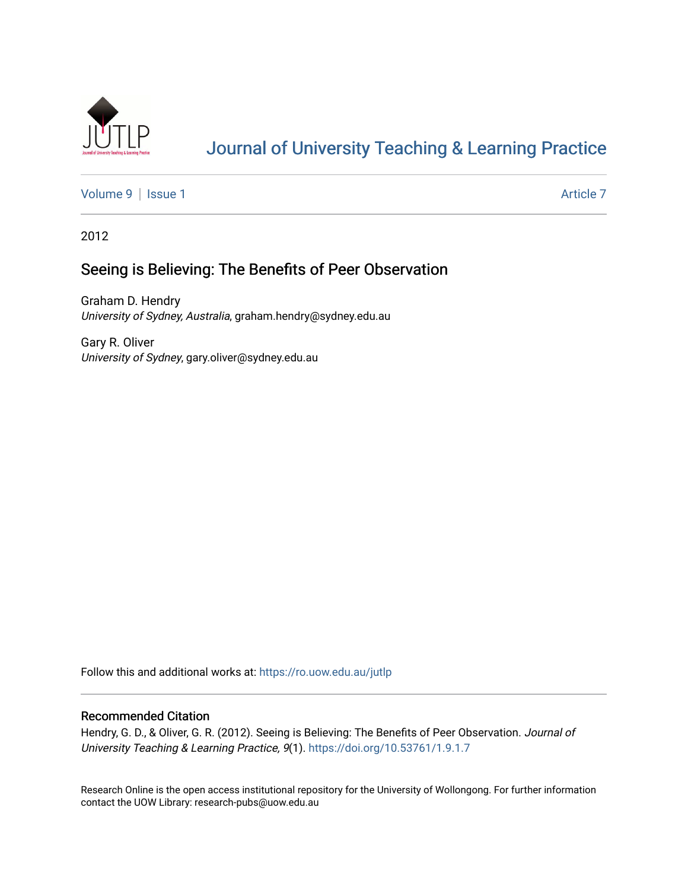# Journal of University Teaching & Learning Practice

Volume 9 | Issue 1 Article 7

2012

## Seeing is Believing: The Benefits of Peer Observation

Graham D. Hendry
*University of Sydney, Australia*, graham.hendry@sydney.edu.au

Gary R. Oliver
*University of Sydney*, gary.oliver@sydney.edu.au

Follow this and additional works at: https://ro.uow.edu.au/jutlp

### Recommended Citation

Hendry, G. D., & Oliver, G. R. (2012). Seeing is Believing: The Benefits of Peer Observation. *Journal of University Teaching & Learning Practice, 9*(1). https://doi.org/10.53761/1.9.1.7

Research Online is the open access institutional repository for the University of Wollongong. For further information contact the UOW Library: research-pubs@uow.edu.au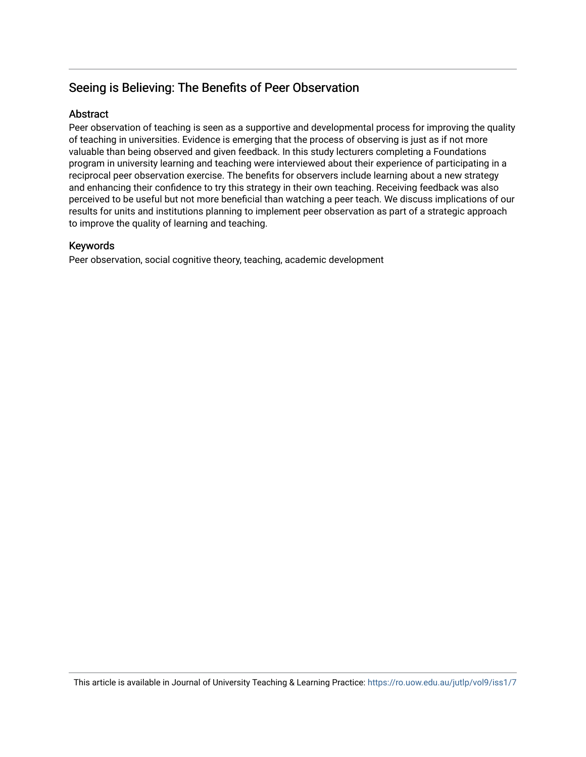## Seeing is Believing: The Benefits of Peer Observation

### Abstract

Peer observation of teaching is seen as a supportive and developmental process for improving the quality of teaching in universities. Evidence is emerging that the process of observing is just as if not more valuable than being observed and given feedback. In this study lecturers completing a Foundations program in university learning and teaching were interviewed about their experience of participating in a reciprocal peer observation exercise. The benefits for observers include learning about a new strategy and enhancing their confidence to try this strategy in their own teaching. Receiving feedback was also perceived to be useful but not more beneficial than watching a peer teach. We discuss implications of our results for units and institutions planning to implement peer observation as part of a strategic approach to improve the quality of learning and teaching.

### Keywords

Peer observation, social cognitive theory, teaching, academic development

This article is available in Journal of University Teaching & Learning Practice: https://ro.uow.edu.au/jutlp/vol9/iss1/7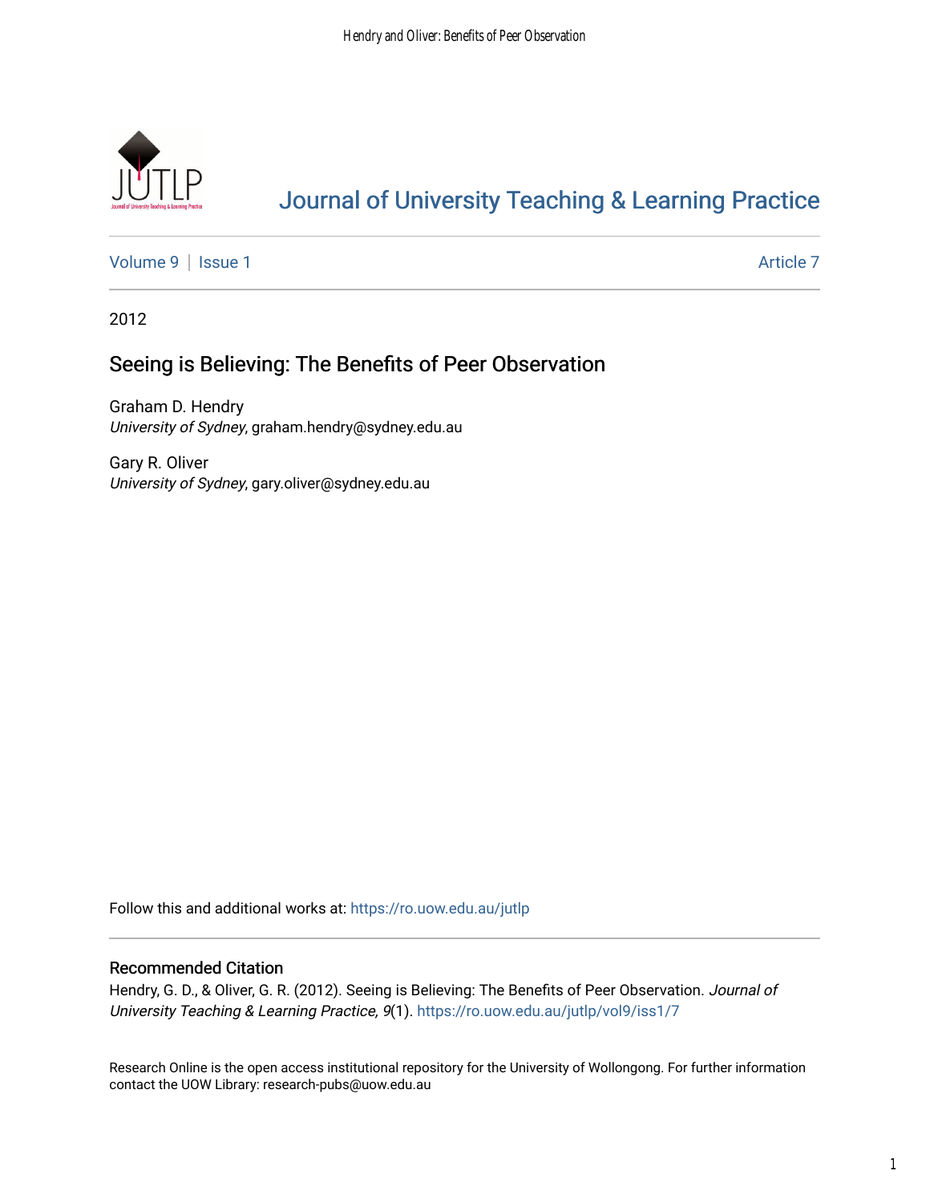[Journal of University Teaching & Learning Practice](https://ro.uow.edu.au/jutlp)

[Volume 9](https://ro.uow.edu.au/jutlp/vol9) | [Issue 1](https://ro.uow.edu.au/jutlp/vol9/iss1) | [Article 7](https://ro.uow.edu.au/jutlp/vol9/iss1/7)

2012

# Seeing is Believing: The Benefits of Peer Observation

Graham D. Hendry
*University of Sydney*, graham.hendry@sydney.edu.au

Gary R. Oliver
*University of Sydney*, gary.oliver@sydney.edu.au

Follow this and additional works at: https://ro.uow.edu.au/jutlp

## Recommended Citation

Hendry, G. D., & Oliver, G. R. (2012). Seeing is Believing: The Benefits of Peer Observation. *Journal of University Teaching & Learning Practice, 9*(1). https://ro.uow.edu.au/jutlp/vol9/iss1/7

Research Online is the open access institutional repository for the University of Wollongong. For further information contact the UOW Library: research-pubs@uow.edu.au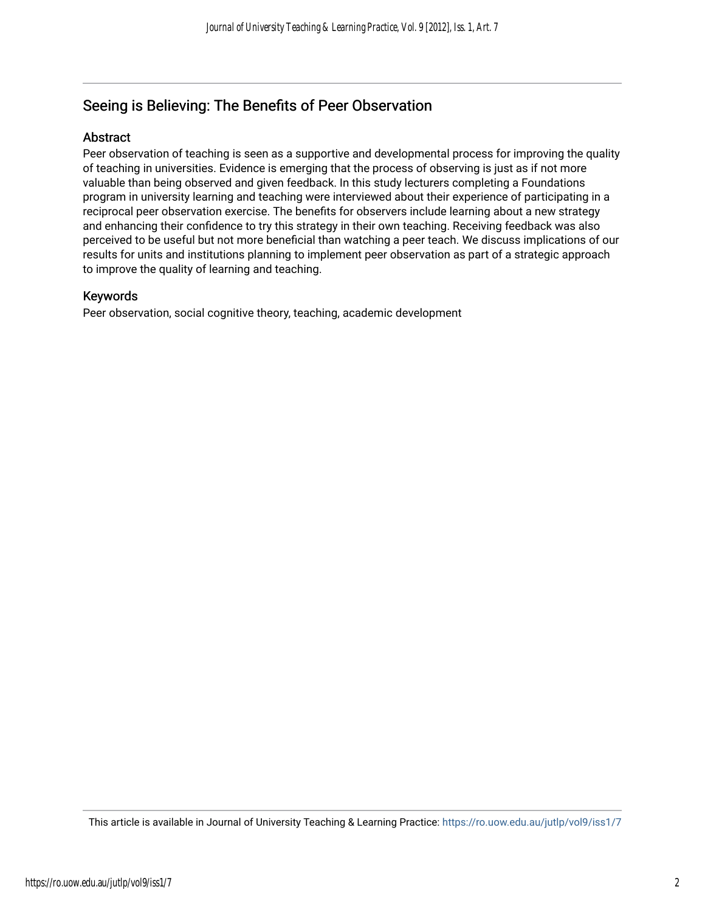## Seeing is Believing: The Benefits of Peer Observation

### Abstract

Peer observation of teaching is seen as a supportive and developmental process for improving the quality of teaching in universities. Evidence is emerging that the process of observing is just as if not more valuable than being observed and given feedback. In this study lecturers completing a Foundations program in university learning and teaching were interviewed about their experience of participating in a reciprocal peer observation exercise. The benefits for observers include learning about a new strategy and enhancing their confidence to try this strategy in their own teaching. Receiving feedback was also perceived to be useful but not more beneficial than watching a peer teach. We discuss implications of our results for units and institutions planning to implement peer observation as part of a strategic approach to improve the quality of learning and teaching.

### Keywords

Peer observation, social cognitive theory, teaching, academic development

This article is available in Journal of University Teaching & Learning Practice: https://ro.uow.edu.au/jutlp/vol9/iss1/7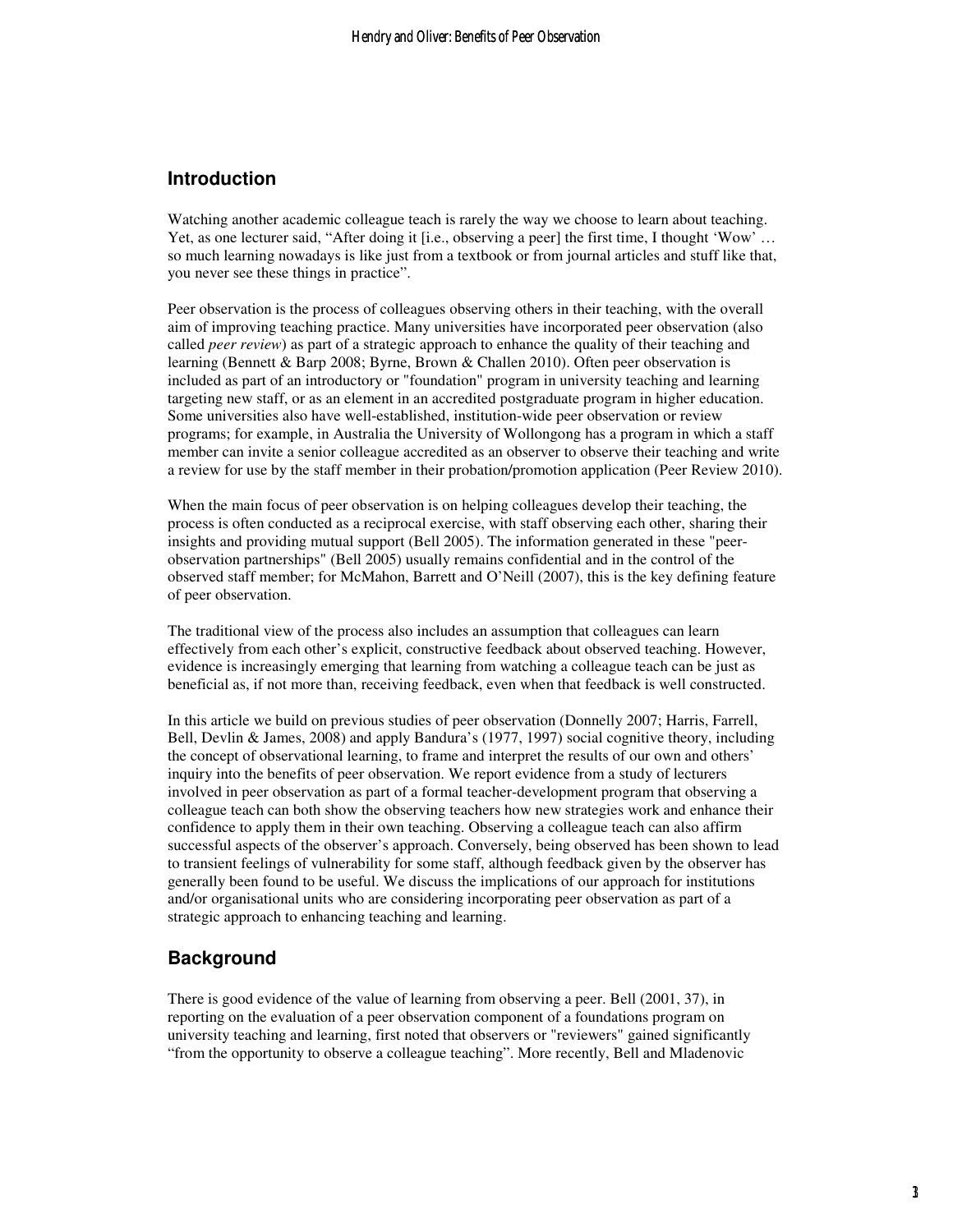## Introduction

Watching another academic colleague teach is rarely the way we choose to learn about teaching. Yet, as one lecturer said, "After doing it [i.e., observing a peer] the first time, I thought 'Wow' … so much learning nowadays is like just from a textbook or from journal articles and stuff like that, you never see these things in practice".

Peer observation is the process of colleagues observing others in their teaching, with the overall aim of improving teaching practice. Many universities have incorporated peer observation (also called *peer review*) as part of a strategic approach to enhance the quality of their teaching and learning (Bennett & Barp 2008; Byrne, Brown & Challen 2010). Often peer observation is included as part of an introductory or "foundation" program in university teaching and learning targeting new staff, or as an element in an accredited postgraduate program in higher education. Some universities also have well-established, institution-wide peer observation or review programs; for example, in Australia the University of Wollongong has a program in which a staff member can invite a senior colleague accredited as an observer to observe their teaching and write a review for use by the staff member in their probation/promotion application (Peer Review 2010).

When the main focus of peer observation is on helping colleagues develop their teaching, the process is often conducted as a reciprocal exercise, with staff observing each other, sharing their insights and providing mutual support (Bell 2005). The information generated in these "peer-observation partnerships" (Bell 2005) usually remains confidential and in the control of the observed staff member; for McMahon, Barrett and O'Neill (2007), this is the key defining feature of peer observation.

The traditional view of the process also includes an assumption that colleagues can learn effectively from each other's explicit, constructive feedback about observed teaching. However, evidence is increasingly emerging that learning from watching a colleague teach can be just as beneficial as, if not more than, receiving feedback, even when that feedback is well constructed.

In this article we build on previous studies of peer observation (Donnelly 2007; Harris, Farrell, Bell, Devlin & James, 2008) and apply Bandura's (1977, 1997) social cognitive theory, including the concept of observational learning, to frame and interpret the results of our own and others' inquiry into the benefits of peer observation. We report evidence from a study of lecturers involved in peer observation as part of a formal teacher-development program that observing a colleague teach can both show the observing teachers how new strategies work and enhance their confidence to apply them in their own teaching. Observing a colleague teach can also affirm successful aspects of the observer's approach. Conversely, being observed has been shown to lead to transient feelings of vulnerability for some staff, although feedback given by the observer has generally been found to be useful. We discuss the implications of our approach for institutions and/or organisational units who are considering incorporating peer observation as part of a strategic approach to enhancing teaching and learning.

## Background

There is good evidence of the value of learning from observing a peer. Bell (2001, 37), in reporting on the evaluation of a peer observation component of a foundations program on university teaching and learning, first noted that observers or "reviewers" gained significantly "from the opportunity to observe a colleague teaching". More recently, Bell and Mladenovic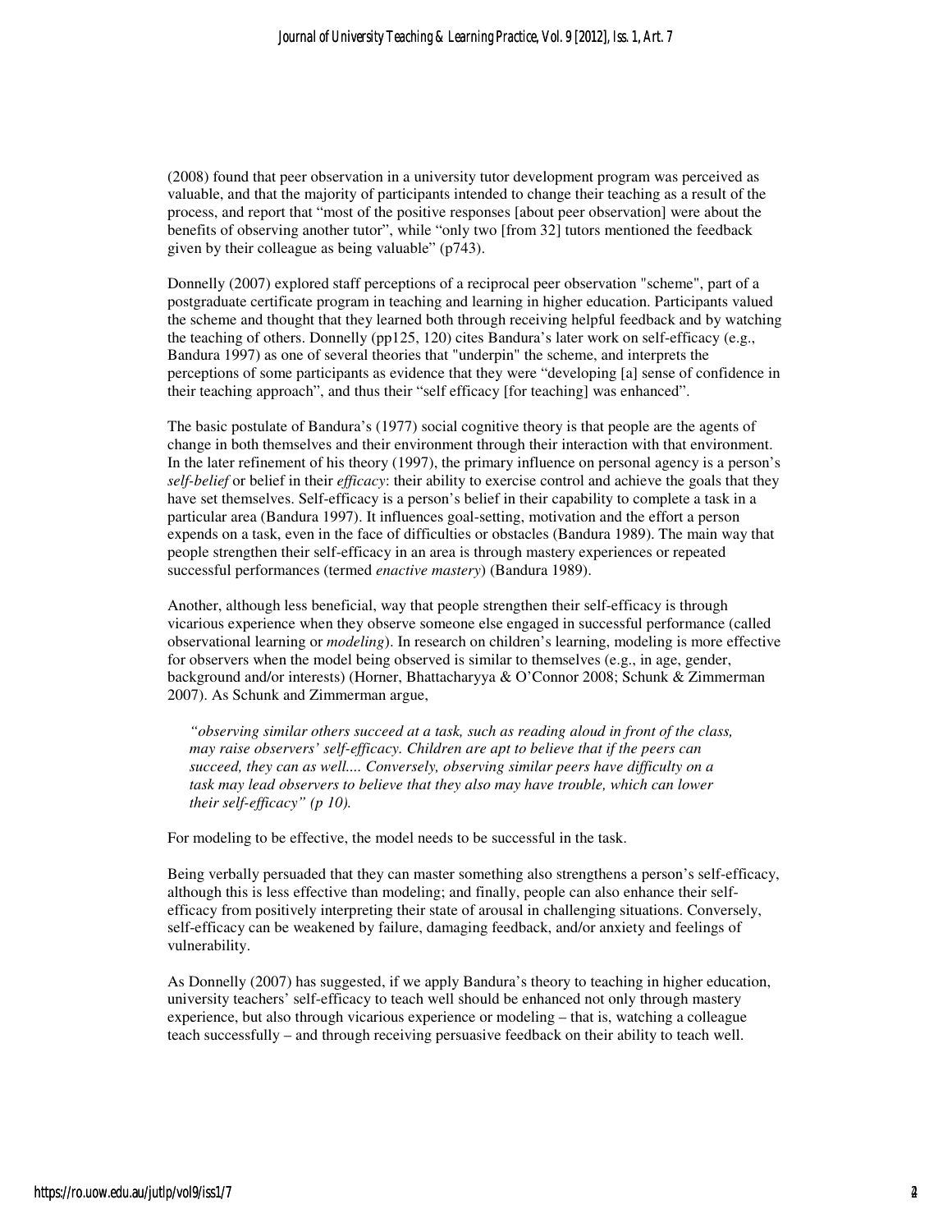(2008) found that peer observation in a university tutor development program was perceived as valuable, and that the majority of participants intended to change their teaching as a result of the process, and report that "most of the positive responses [about peer observation] were about the benefits of observing another tutor", while "only two [from 32] tutors mentioned the feedback given by their colleague as being valuable" (p743).

Donnelly (2007) explored staff perceptions of a reciprocal peer observation "scheme", part of a postgraduate certificate program in teaching and learning in higher education. Participants valued the scheme and thought that they learned both through receiving helpful feedback and by watching the teaching of others. Donnelly (pp125, 120) cites Bandura's later work on self-efficacy (e.g., Bandura 1997) as one of several theories that "underpin" the scheme, and interprets the perceptions of some participants as evidence that they were "developing [a] sense of confidence in their teaching approach", and thus their "self efficacy [for teaching] was enhanced".

The basic postulate of Bandura's (1977) social cognitive theory is that people are the agents of change in both themselves and their environment through their interaction with that environment. In the later refinement of his theory (1997), the primary influence on personal agency is a person's *self-belief* or belief in their *efficacy*: their ability to exercise control and achieve the goals that they have set themselves. Self-efficacy is a person's belief in their capability to complete a task in a particular area (Bandura 1997). It influences goal-setting, motivation and the effort a person expends on a task, even in the face of difficulties or obstacles (Bandura 1989). The main way that people strengthen their self-efficacy in an area is through mastery experiences or repeated successful performances (termed *enactive mastery*) (Bandura 1989).

Another, although less beneficial, way that people strengthen their self-efficacy is through vicarious experience when they observe someone else engaged in successful performance (called observational learning or *modeling*). In research on children's learning, modeling is more effective for observers when the model being observed is similar to themselves (e.g., in age, gender, background and/or interests) (Horner, Bhattacharyya & O'Connor 2008; Schunk & Zimmerman 2007). As Schunk and Zimmerman argue,

> *"observing similar others succeed at a task, such as reading aloud in front of the class, may raise observers' self-efficacy. Children are apt to believe that if the peers can succeed, they can as well.... Conversely, observing similar peers have difficulty on a task may lead observers to believe that they also may have trouble, which can lower their self-efficacy" (p 10).*

For modeling to be effective, the model needs to be successful in the task.

Being verbally persuaded that they can master something also strengthens a person's self-efficacy, although this is less effective than modeling; and finally, people can also enhance their self-efficacy from positively interpreting their state of arousal in challenging situations. Conversely, self-efficacy can be weakened by failure, damaging feedback, and/or anxiety and feelings of vulnerability.

As Donnelly (2007) has suggested, if we apply Bandura's theory to teaching in higher education, university teachers' self-efficacy to teach well should be enhanced not only through mastery experience, but also through vicarious experience or modeling – that is, watching a colleague teach successfully – and through receiving persuasive feedback on their ability to teach well.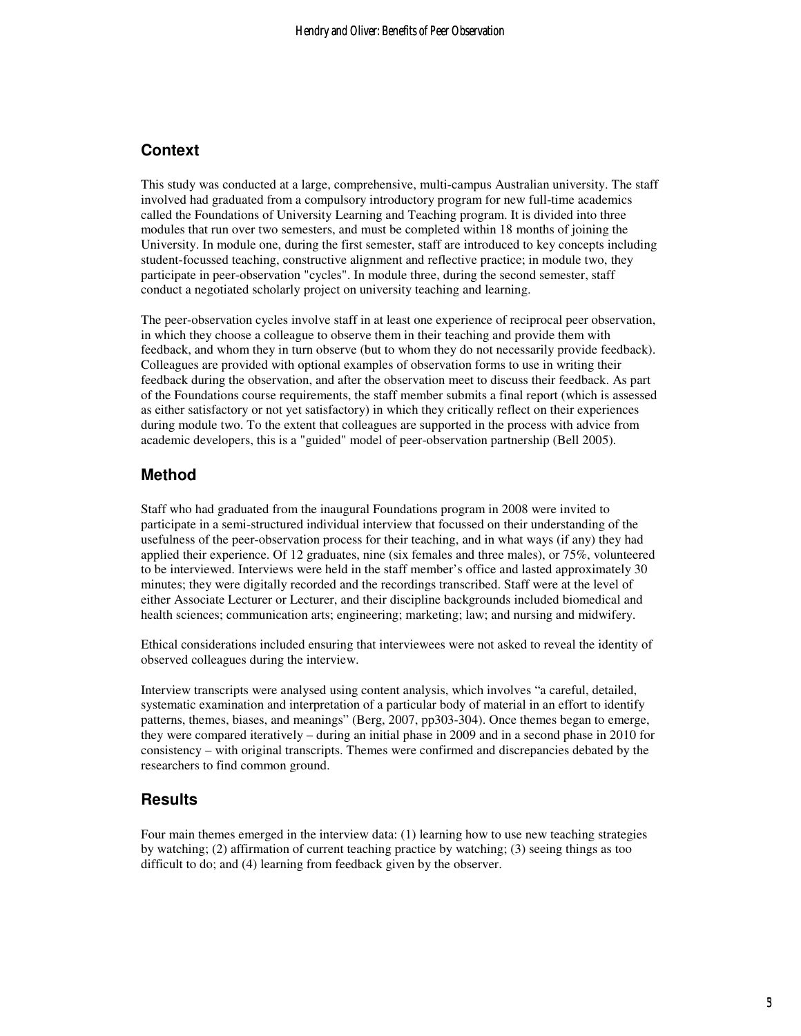## Context

This study was conducted at a large, comprehensive, multi-campus Australian university. The staff involved had graduated from a compulsory introductory program for new full-time academics called the Foundations of University Learning and Teaching program. It is divided into three modules that run over two semesters, and must be completed within 18 months of joining the University. In module one, during the first semester, staff are introduced to key concepts including student-focussed teaching, constructive alignment and reflective practice; in module two, they participate in peer-observation "cycles". In module three, during the second semester, staff conduct a negotiated scholarly project on university teaching and learning.

The peer-observation cycles involve staff in at least one experience of reciprocal peer observation, in which they choose a colleague to observe them in their teaching and provide them with feedback, and whom they in turn observe (but to whom they do not necessarily provide feedback). Colleagues are provided with optional examples of observation forms to use in writing their feedback during the observation, and after the observation meet to discuss their feedback. As part of the Foundations course requirements, the staff member submits a final report (which is assessed as either satisfactory or not yet satisfactory) in which they critically reflect on their experiences during module two. To the extent that colleagues are supported in the process with advice from academic developers, this is a "guided" model of peer-observation partnership (Bell 2005).

## Method

Staff who had graduated from the inaugural Foundations program in 2008 were invited to participate in a semi-structured individual interview that focussed on their understanding of the usefulness of the peer-observation process for their teaching, and in what ways (if any) they had applied their experience. Of 12 graduates, nine (six females and three males), or 75%, volunteered to be interviewed. Interviews were held in the staff member's office and lasted approximately 30 minutes; they were digitally recorded and the recordings transcribed. Staff were at the level of either Associate Lecturer or Lecturer, and their discipline backgrounds included biomedical and health sciences; communication arts; engineering; marketing; law; and nursing and midwifery.

Ethical considerations included ensuring that interviewees were not asked to reveal the identity of observed colleagues during the interview.

Interview transcripts were analysed using content analysis, which involves "a careful, detailed, systematic examination and interpretation of a particular body of material in an effort to identify patterns, themes, biases, and meanings" (Berg, 2007, pp303-304). Once themes began to emerge, they were compared iteratively – during an initial phase in 2009 and in a second phase in 2010 for consistency – with original transcripts. Themes were confirmed and discrepancies debated by the researchers to find common ground.

## Results

Four main themes emerged in the interview data: (1) learning how to use new teaching strategies by watching; (2) affirmation of current teaching practice by watching; (3) seeing things as too difficult to do; and (4) learning from feedback given by the observer.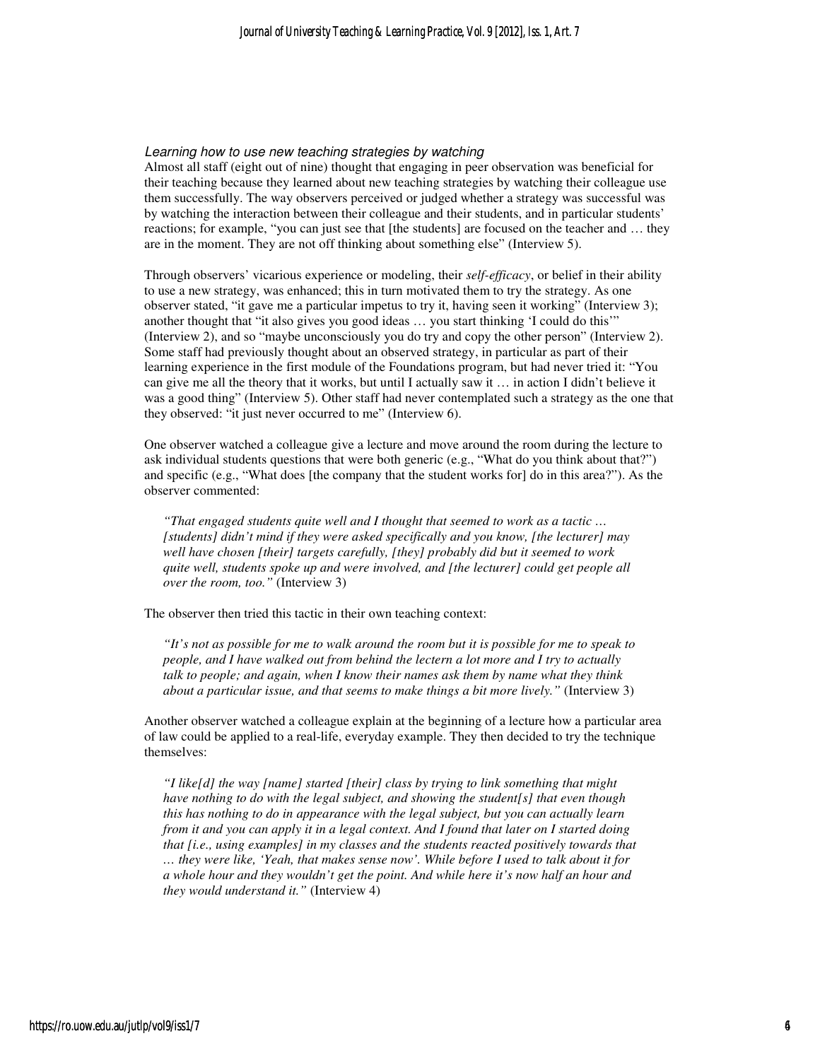### *Learning how to use new teaching strategies by watching*

Almost all staff (eight out of nine) thought that engaging in peer observation was beneficial for their teaching because they learned about new teaching strategies by watching their colleague use them successfully. The way observers perceived or judged whether a strategy was successful was by watching the interaction between their colleague and their students, and in particular students' reactions; for example, "you can just see that [the students] are focused on the teacher and … they are in the moment. They are not off thinking about something else" (Interview 5).

Through observers' vicarious experience or modeling, their *self-efficacy*, or belief in their ability to use a new strategy, was enhanced; this in turn motivated them to try the strategy. As one observer stated, "it gave me a particular impetus to try it, having seen it working" (Interview 3); another thought that "it also gives you good ideas … you start thinking 'I could do this'" (Interview 2), and so "maybe unconsciously you do try and copy the other person" (Interview 2). Some staff had previously thought about an observed strategy, in particular as part of their learning experience in the first module of the Foundations program, but had never tried it: "You can give me all the theory that it works, but until I actually saw it … in action I didn't believe it was a good thing" (Interview 5). Other staff had never contemplated such a strategy as the one that they observed: "it just never occurred to me" (Interview 6).

One observer watched a colleague give a lecture and move around the room during the lecture to ask individual students questions that were both generic (e.g., "What do you think about that?") and specific (e.g., "What does [the company that the student works for] do in this area?"). As the observer commented:

> *"That engaged students quite well and I thought that seemed to work as a tactic … [students] didn't mind if they were asked specifically and you know, [the lecturer] may well have chosen [their] targets carefully, [they] probably did but it seemed to work quite well, students spoke up and were involved, and [the lecturer] could get people all over the room, too."* (Interview 3)

The observer then tried this tactic in their own teaching context:

> *"It's not as possible for me to walk around the room but it is possible for me to speak to people, and I have walked out from behind the lectern a lot more and I try to actually talk to people; and again, when I know their names ask them by name what they think about a particular issue, and that seems to make things a bit more lively."* (Interview 3)

Another observer watched a colleague explain at the beginning of a lecture how a particular area of law could be applied to a real-life, everyday example. They then decided to try the technique themselves:

> *"I like[d] the way [name] started [their] class by trying to link something that might have nothing to do with the legal subject, and showing the student[s] that even though this has nothing to do in appearance with the legal subject, but you can actually learn from it and you can apply it in a legal context. And I found that later on I started doing that [i.e., using examples] in my classes and the students reacted positively towards that … they were like, 'Yeah, that makes sense now'. While before I used to talk about it for a whole hour and they wouldn't get the point. And while here it's now half an hour and they would understand it."* (Interview 4)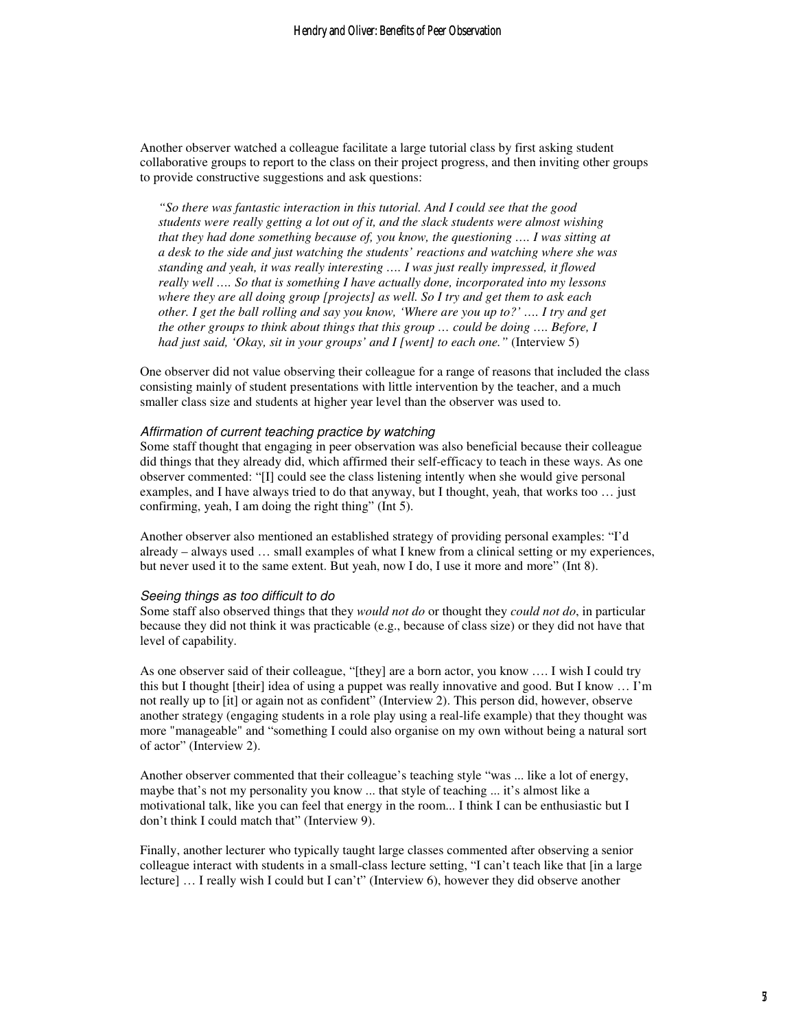Another observer watched a colleague facilitate a large tutorial class by first asking student collaborative groups to report to the class on their project progress, and then inviting other groups to provide constructive suggestions and ask questions:

> *"So there was fantastic interaction in this tutorial. And I could see that the good students were really getting a lot out of it, and the slack students were almost wishing that they had done something because of, you know, the questioning …. I was sitting at a desk to the side and just watching the students' reactions and watching where she was standing and yeah, it was really interesting …. I was just really impressed, it flowed really well …. So that is something I have actually done, incorporated into my lessons where they are all doing group [projects] as well. So I try and get them to ask each other. I get the ball rolling and say you know, 'Where are you up to?' …. I try and get the other groups to think about things that this group … could be doing …. Before, I had just said, 'Okay, sit in your groups' and I [went] to each one."* (Interview 5)

One observer did not value observing their colleague for a range of reasons that included the class consisting mainly of student presentations with little intervention by the teacher, and a much smaller class size and students at higher year level than the observer was used to.

#### *Affirmation of current teaching practice by watching*

Some staff thought that engaging in peer observation was also beneficial because their colleague did things that they already did, which affirmed their self-efficacy to teach in these ways. As one observer commented: "[I] could see the class listening intently when she would give personal examples, and I have always tried to do that anyway, but I thought, yeah, that works too … just confirming, yeah, I am doing the right thing" (Int 5).

Another observer also mentioned an established strategy of providing personal examples: "I'd already – always used … small examples of what I knew from a clinical setting or my experiences, but never used it to the same extent. But yeah, now I do, I use it more and more" (Int 8).

#### *Seeing things as too difficult to do*

Some staff also observed things that they *would not do* or thought they *could not do*, in particular because they did not think it was practicable (e.g., because of class size) or they did not have that level of capability.

As one observer said of their colleague, "[they] are a born actor, you know …. I wish I could try this but I thought [their] idea of using a puppet was really innovative and good. But I know … I'm not really up to [it] or again not as confident" (Interview 2). This person did, however, observe another strategy (engaging students in a role play using a real-life example) that they thought was more "manageable" and "something I could also organise on my own without being a natural sort of actor" (Interview 2).

Another observer commented that their colleague's teaching style "was ... like a lot of energy, maybe that's not my personality you know ... that style of teaching ... it's almost like a motivational talk, like you can feel that energy in the room... I think I can be enthusiastic but I don't think I could match that" (Interview 9).

Finally, another lecturer who typically taught large classes commented after observing a senior colleague interact with students in a small-class lecture setting, "I can't teach like that [in a large lecture] … I really wish I could but I can't" (Interview 6), however they did observe another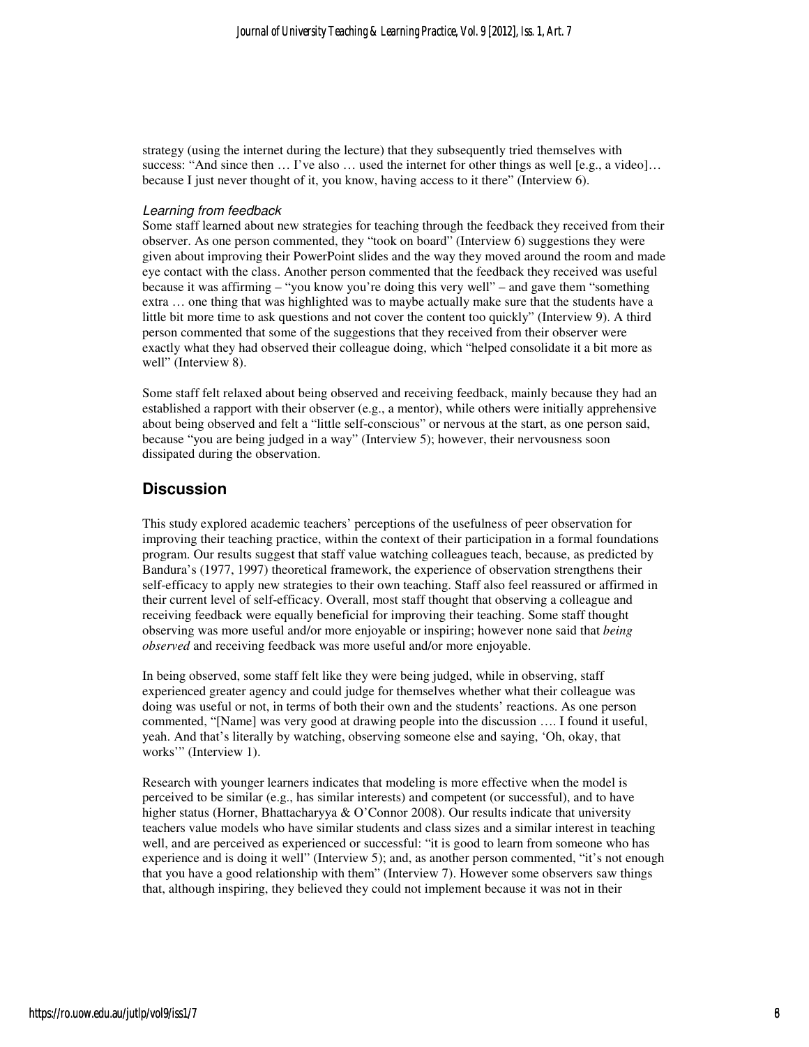strategy (using the internet during the lecture) that they subsequently tried themselves with success: "And since then … I've also … used the internet for other things as well [e.g., a video]… because I just never thought of it, you know, having access to it there" (Interview 6).

### *Learning from feedback*

Some staff learned about new strategies for teaching through the feedback they received from their observer. As one person commented, they "took on board" (Interview 6) suggestions they were given about improving their PowerPoint slides and the way they moved around the room and made eye contact with the class. Another person commented that the feedback they received was useful because it was affirming – "you know you're doing this very well" – and gave them "something extra … one thing that was highlighted was to maybe actually make sure that the students have a little bit more time to ask questions and not cover the content too quickly" (Interview 9). A third person commented that some of the suggestions that they received from their observer were exactly what they had observed their colleague doing, which "helped consolidate it a bit more as well" (Interview 8).

Some staff felt relaxed about being observed and receiving feedback, mainly because they had an established a rapport with their observer (e.g., a mentor), while others were initially apprehensive about being observed and felt a "little self-conscious" or nervous at the start, as one person said, because "you are being judged in a way" (Interview 5); however, their nervousness soon dissipated during the observation.

## Discussion

This study explored academic teachers' perceptions of the usefulness of peer observation for improving their teaching practice, within the context of their participation in a formal foundations program. Our results suggest that staff value watching colleagues teach, because, as predicted by Bandura's (1977, 1997) theoretical framework, the experience of observation strengthens their self-efficacy to apply new strategies to their own teaching. Staff also feel reassured or affirmed in their current level of self-efficacy. Overall, most staff thought that observing a colleague and receiving feedback were equally beneficial for improving their teaching. Some staff thought observing was more useful and/or more enjoyable or inspiring; however none said that *being observed* and receiving feedback was more useful and/or more enjoyable.

In being observed, some staff felt like they were being judged, while in observing, staff experienced greater agency and could judge for themselves whether what their colleague was doing was useful or not, in terms of both their own and the students' reactions. As one person commented, "[Name] was very good at drawing people into the discussion …. I found it useful, yeah. And that's literally by watching, observing someone else and saying, 'Oh, okay, that works'" (Interview 1).

Research with younger learners indicates that modeling is more effective when the model is perceived to be similar (e.g., has similar interests) and competent (or successful), and to have higher status (Horner, Bhattacharyya & O'Connor 2008). Our results indicate that university teachers value models who have similar students and class sizes and a similar interest in teaching well, and are perceived as experienced or successful: "it is good to learn from someone who has experience and is doing it well" (Interview 5); and, as another person commented, "it's not enough that you have a good relationship with them" (Interview 7). However some observers saw things that, although inspiring, they believed they could not implement because it was not in their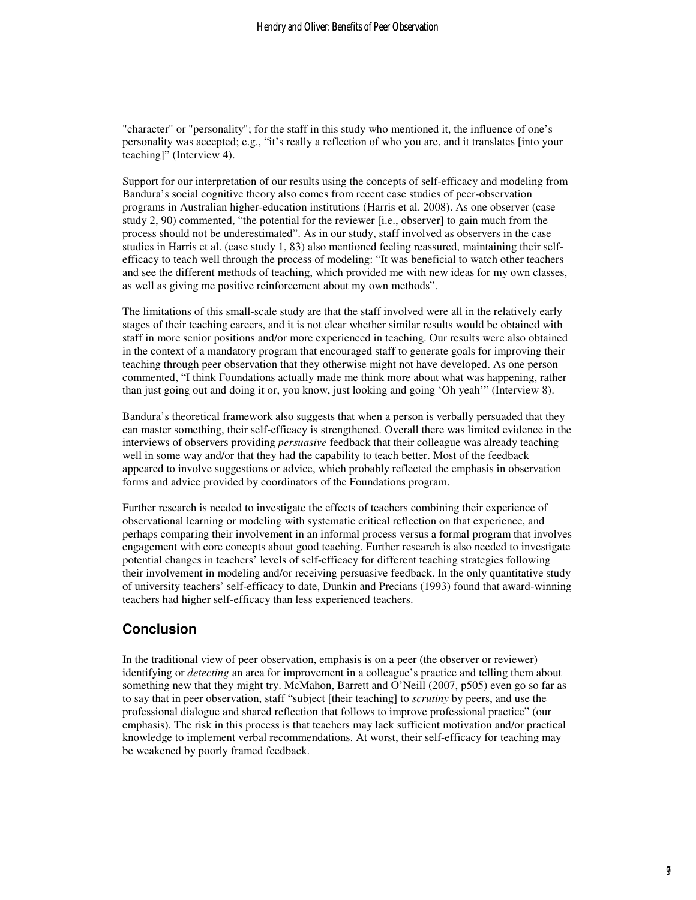"character" or "personality"; for the staff in this study who mentioned it, the influence of one's personality was accepted; e.g., "it's really a reflection of who you are, and it translates [into your teaching]" (Interview 4).

Support for our interpretation of our results using the concepts of self-efficacy and modeling from Bandura's social cognitive theory also comes from recent case studies of peer-observation programs in Australian higher-education institutions (Harris et al. 2008). As one observer (case study 2, 90) commented, "the potential for the reviewer [i.e., observer] to gain much from the process should not be underestimated". As in our study, staff involved as observers in the case studies in Harris et al. (case study 1, 83) also mentioned feeling reassured, maintaining their self-efficacy to teach well through the process of modeling: "It was beneficial to watch other teachers and see the different methods of teaching, which provided me with new ideas for my own classes, as well as giving me positive reinforcement about my own methods".

The limitations of this small-scale study are that the staff involved were all in the relatively early stages of their teaching careers, and it is not clear whether similar results would be obtained with staff in more senior positions and/or more experienced in teaching. Our results were also obtained in the context of a mandatory program that encouraged staff to generate goals for improving their teaching through peer observation that they otherwise might not have developed. As one person commented, "I think Foundations actually made me think more about what was happening, rather than just going out and doing it or, you know, just looking and going 'Oh yeah'" (Interview 8).

Bandura's theoretical framework also suggests that when a person is verbally persuaded that they can master something, their self-efficacy is strengthened. Overall there was limited evidence in the interviews of observers providing *persuasive* feedback that their colleague was already teaching well in some way and/or that they had the capability to teach better. Most of the feedback appeared to involve suggestions or advice, which probably reflected the emphasis in observation forms and advice provided by coordinators of the Foundations program.

Further research is needed to investigate the effects of teachers combining their experience of observational learning or modeling with systematic critical reflection on that experience, and perhaps comparing their involvement in an informal process versus a formal program that involves engagement with core concepts about good teaching. Further research is also needed to investigate potential changes in teachers' levels of self-efficacy for different teaching strategies following their involvement in modeling and/or receiving persuasive feedback. In the only quantitative study of university teachers' self-efficacy to date, Dunkin and Precians (1993) found that award-winning teachers had higher self-efficacy than less experienced teachers.

## Conclusion

In the traditional view of peer observation, emphasis is on a peer (the observer or reviewer) identifying or *detecting* an area for improvement in a colleague's practice and telling them about something new that they might try. McMahon, Barrett and O'Neill (2007, p505) even go so far as to say that in peer observation, staff "subject [their teaching] to *scrutiny* by peers, and use the professional dialogue and shared reflection that follows to improve professional practice" (our emphasis). The risk in this process is that teachers may lack sufficient motivation and/or practical knowledge to implement verbal recommendations. At worst, their self-efficacy for teaching may be weakened by poorly framed feedback.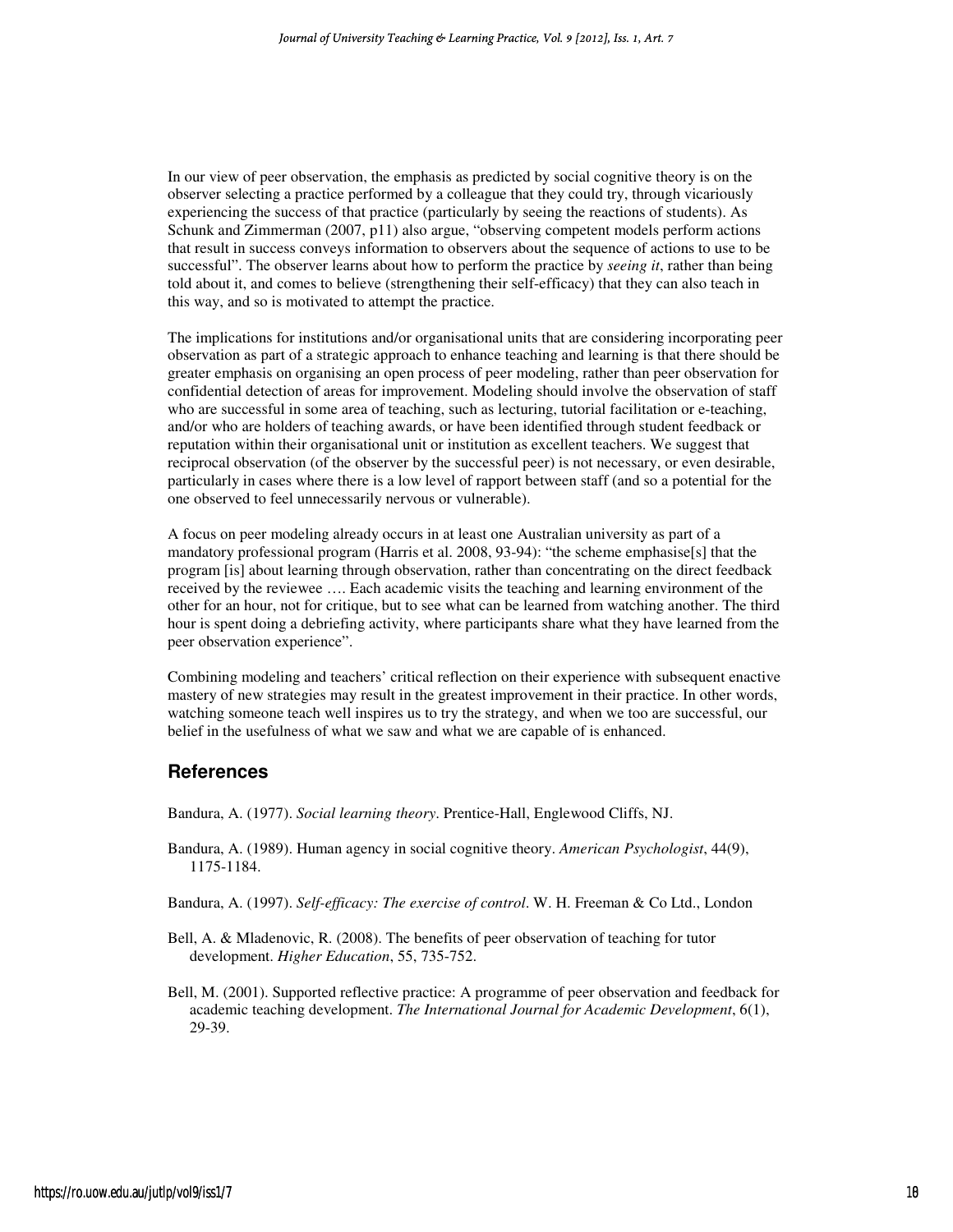In our view of peer observation, the emphasis as predicted by social cognitive theory is on the observer selecting a practice performed by a colleague that they could try, through vicariously experiencing the success of that practice (particularly by seeing the reactions of students). As Schunk and Zimmerman (2007, p11) also argue, "observing competent models perform actions that result in success conveys information to observers about the sequence of actions to use to be successful". The observer learns about how to perform the practice by *seeing it*, rather than being told about it, and comes to believe (strengthening their self-efficacy) that they can also teach in this way, and so is motivated to attempt the practice.

The implications for institutions and/or organisational units that are considering incorporating peer observation as part of a strategic approach to enhance teaching and learning is that there should be greater emphasis on organising an open process of peer modeling, rather than peer observation for confidential detection of areas for improvement. Modeling should involve the observation of staff who are successful in some area of teaching, such as lecturing, tutorial facilitation or e-teaching, and/or who are holders of teaching awards, or have been identified through student feedback or reputation within their organisational unit or institution as excellent teachers. We suggest that reciprocal observation (of the observer by the successful peer) is not necessary, or even desirable, particularly in cases where there is a low level of rapport between staff (and so a potential for the one observed to feel unnecessarily nervous or vulnerable).

A focus on peer modeling already occurs in at least one Australian university as part of a mandatory professional program (Harris et al. 2008, 93-94): "the scheme emphasise[s] that the program [is] about learning through observation, rather than concentrating on the direct feedback received by the reviewee …. Each academic visits the teaching and learning environment of the other for an hour, not for critique, but to see what can be learned from watching another. The third hour is spent doing a debriefing activity, where participants share what they have learned from the peer observation experience".

Combining modeling and teachers' critical reflection on their experience with subsequent enactive mastery of new strategies may result in the greatest improvement in their practice. In other words, watching someone teach well inspires us to try the strategy, and when we too are successful, our belief in the usefulness of what we saw and what we are capable of is enhanced.

## References

Bandura, A. (1977). *Social learning theory*. Prentice-Hall, Englewood Cliffs, NJ.

Bandura, A. (1989). Human agency in social cognitive theory. *American Psychologist*, 44(9), 1175-1184.

Bandura, A. (1997). *Self-efficacy: The exercise of control*. W. H. Freeman & Co Ltd., London

Bell, A. & Mladenovic, R. (2008). The benefits of peer observation of teaching for tutor development. *Higher Education*, 55, 735-752.

Bell, M. (2001). Supported reflective practice: A programme of peer observation and feedback for academic teaching development. *The International Journal for Academic Development*, 6(1), 29-39.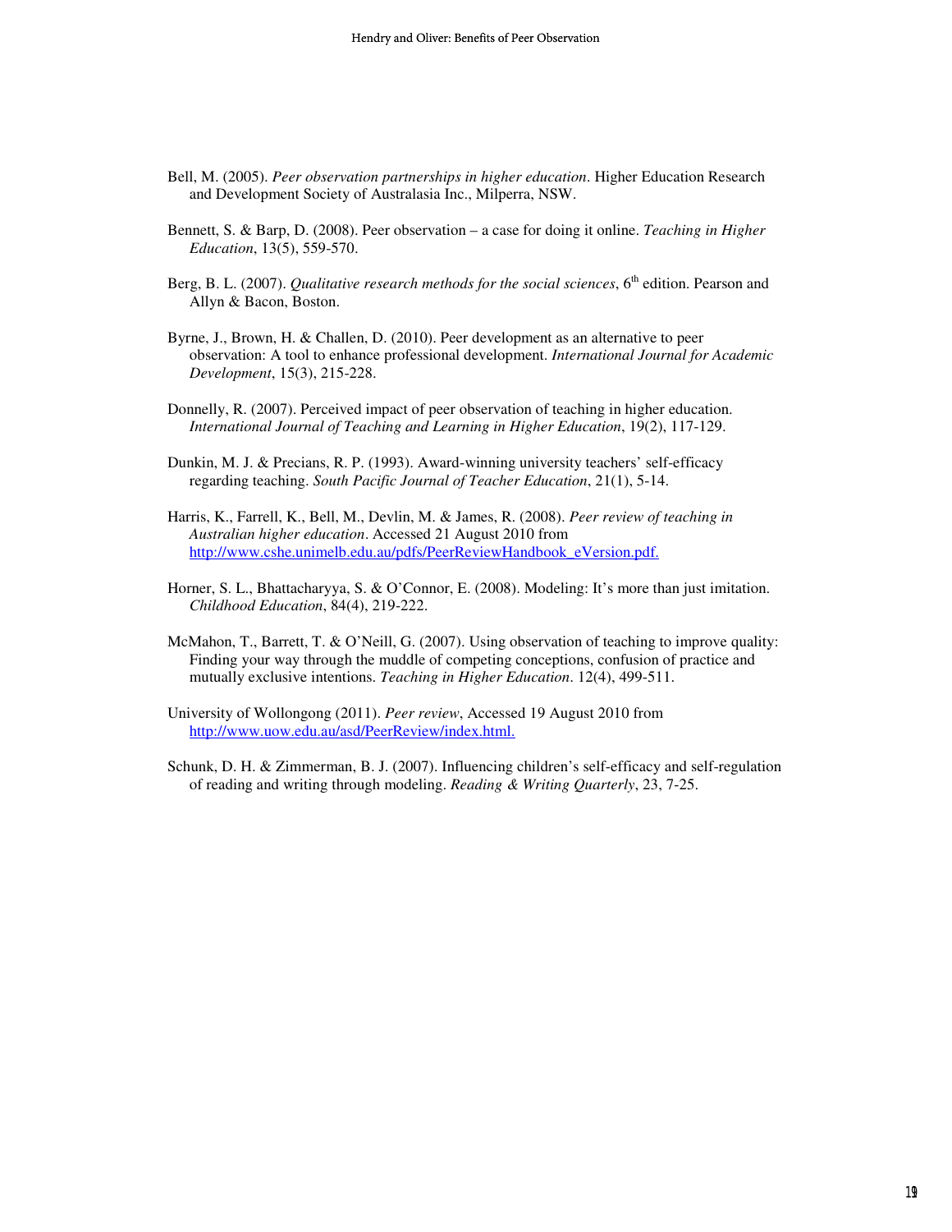Bell, M. (2005). *Peer observation partnerships in higher education*. Higher Education Research and Development Society of Australasia Inc., Milperra, NSW.

Bennett, S. & Barp, D. (2008). Peer observation – a case for doing it online. *Teaching in Higher Education*, 13(5), 559-570.

Berg, B. L. (2007). *Qualitative research methods for the social sciences*, 6th edition. Pearson and Allyn & Bacon, Boston.

Byrne, J., Brown, H. & Challen, D. (2010). Peer development as an alternative to peer observation: A tool to enhance professional development. *International Journal for Academic Development*, 15(3), 215-228.

Donnelly, R. (2007). Perceived impact of peer observation of teaching in higher education. *International Journal of Teaching and Learning in Higher Education*, 19(2), 117-129.

Dunkin, M. J. & Precians, R. P. (1993). Award-winning university teachers' self-efficacy regarding teaching. *South Pacific Journal of Teacher Education*, 21(1), 5-14.

Harris, K., Farrell, K., Bell, M., Devlin, M. & James, R. (2008). *Peer review of teaching in Australian higher education*. Accessed 21 August 2010 from http://www.cshe.unimelb.edu.au/pdfs/PeerReviewHandbook_eVersion.pdf.

Horner, S. L., Bhattacharyya, S. & O'Connor, E. (2008). Modeling: It's more than just imitation. *Childhood Education*, 84(4), 219-222.

McMahon, T., Barrett, T. & O'Neill, G. (2007). Using observation of teaching to improve quality: Finding your way through the muddle of competing conceptions, confusion of practice and mutually exclusive intentions. *Teaching in Higher Education*. 12(4), 499-511.

University of Wollongong (2011). *Peer review*, Accessed 19 August 2010 from http://www.uow.edu.au/asd/PeerReview/index.html.

Schunk, D. H. & Zimmerman, B. J. (2007). Influencing children's self-efficacy and self-regulation of reading and writing through modeling. *Reading & Writing Quarterly*, 23, 7-25.